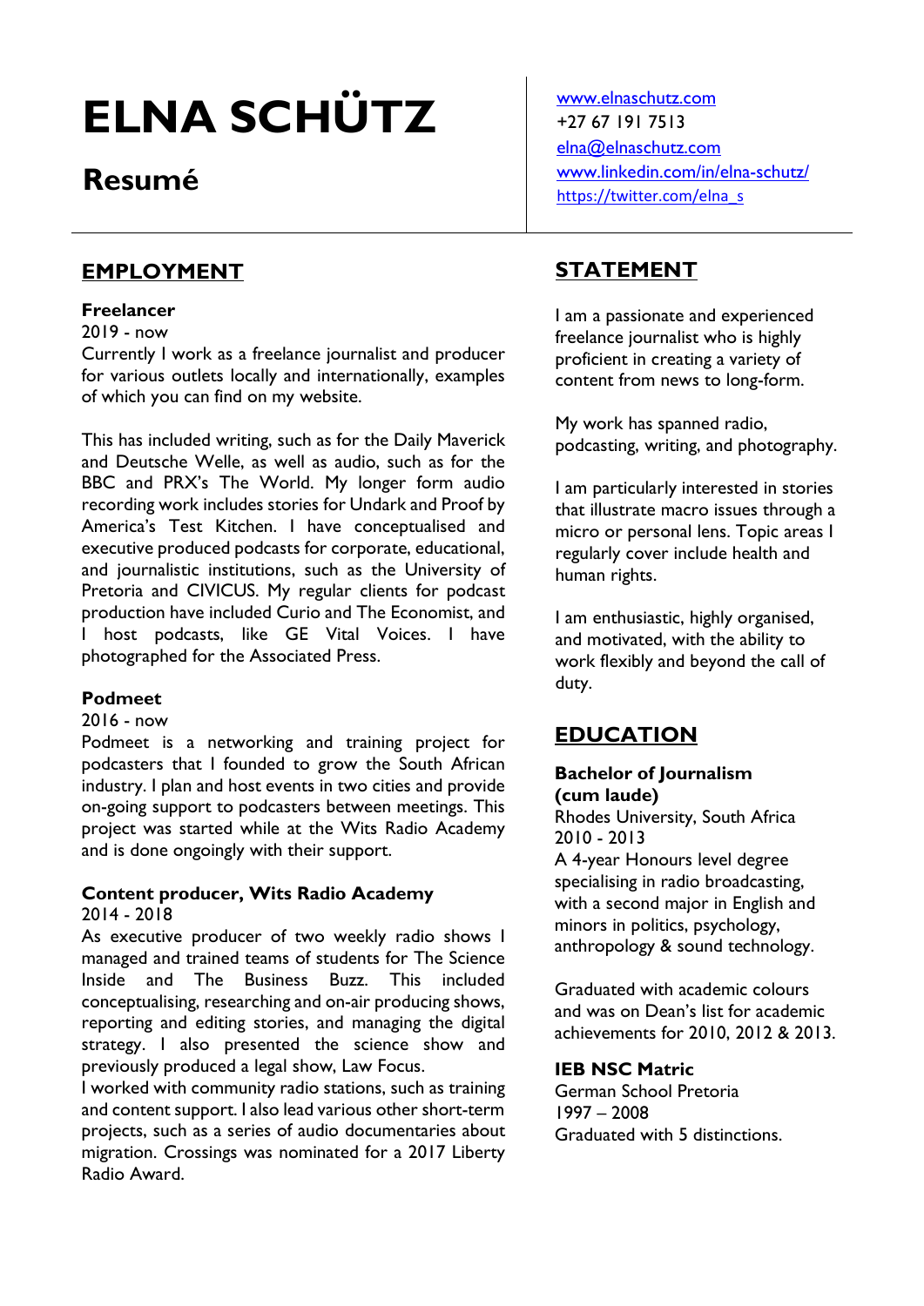# ELNA SCHÜTZ

## Resumé

www.elnaschutz.com
+27 67 191 7513
elna@elnaschutz.com
www.linkedin.com/in/elna-schutz/
https://twitter.com/elna_s

## EMPLOYMENT

**Freelancer**
2019 - now
Currently I work as a freelance journalist and producer for various outlets locally and internationally, examples of which you can find on my website.

This has included writing, such as for the Daily Maverick and Deutsche Welle, as well as audio, such as for the BBC and PRX's The World. My longer form audio recording work includes stories for Undark and Proof by America's Test Kitchen. I have conceptualised and executive produced podcasts for corporate, educational, and journalistic institutions, such as the University of Pretoria and CIVICUS. My regular clients for podcast production have included Curio and The Economist, and I host podcasts, like GE Vital Voices. I have photographed for the Associated Press.

**Podmeet**
2016 - now
Podmeet is a networking and training project for podcasters that I founded to grow the South African industry. I plan and host events in two cities and provide on-going support to podcasters between meetings. This project was started while at the Wits Radio Academy and is done ongoingly with their support.

**Content producer, Wits Radio Academy**
2014 - 2018
As executive producer of two weekly radio shows I managed and trained teams of students for The Science Inside and The Business Buzz. This included conceptualising, researching and on-air producing shows, reporting and editing stories, and managing the digital strategy. I also presented the science show and previously produced a legal show, Law Focus.
I worked with community radio stations, such as training and content support. I also lead various other short-term projects, such as a series of audio documentaries about migration. Crossings was nominated for a 2017 Liberty Radio Award.

## STATEMENT

I am a passionate and experienced freelance journalist who is highly proficient in creating a variety of content from news to long-form.

My work has spanned radio, podcasting, writing, and photography.

I am particularly interested in stories that illustrate macro issues through a micro or personal lens. Topic areas I regularly cover include health and human rights.

I am enthusiastic, highly organised, and motivated, with the ability to work flexibly and beyond the call of duty.

## EDUCATION

**Bachelor of Journalism (cum laude)**
Rhodes University, South Africa
2010 - 2013
A 4-year Honours level degree specialising in radio broadcasting, with a second major in English and minors in politics, psychology, anthropology & sound technology.

Graduated with academic colours and was on Dean's list for academic achievements for 2010, 2012 & 2013.

**IEB NSC Matric**
German School Pretoria
1997 – 2008
Graduated with 5 distinctions.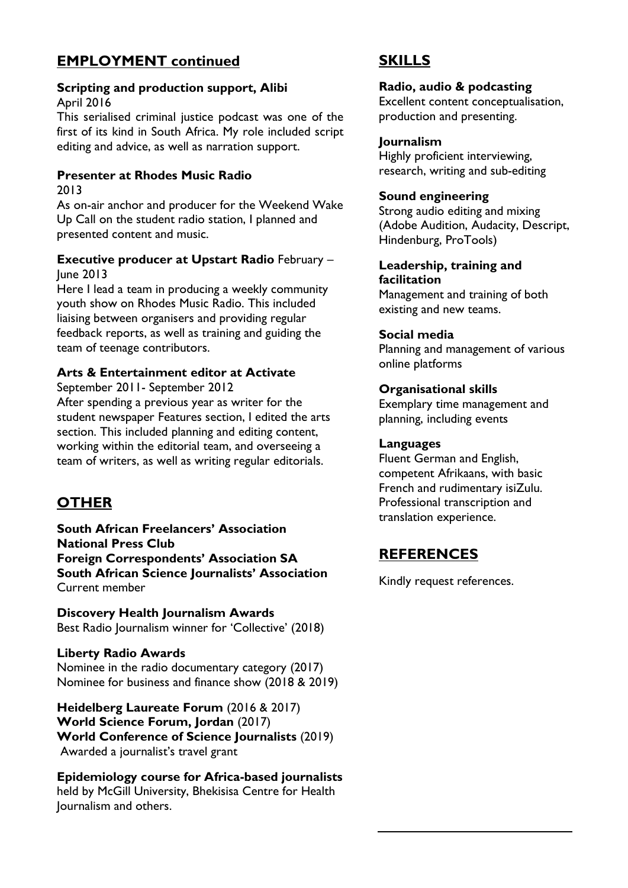## EMPLOYMENT continued

**Scripting and production support, Alibi**
April 2016
This serialised criminal justice podcast was one of the first of its kind in South Africa. My role included script editing and advice, as well as narration support.

**Presenter at Rhodes Music Radio**
2013
As on-air anchor and producer for the Weekend Wake Up Call on the student radio station, I planned and presented content and music.

**Executive producer at Upstart Radio** February – June 2013
Here I lead a team in producing a weekly community youth show on Rhodes Music Radio. This included liaising between organisers and providing regular feedback reports, as well as training and guiding the team of teenage contributors.

**Arts & Entertainment editor at Activate**
September 2011- September 2012
After spending a previous year as writer for the student newspaper Features section, I edited the arts section. This included planning and editing content, working within the editorial team, and overseeing a team of writers, as well as writing regular editorials.

## OTHER

**South African Freelancers' Association**
**National Press Club**
**Foreign Correspondents' Association SA**
**South African Science Journalists' Association**
Current member

**Discovery Health Journalism Awards**
Best Radio Journalism winner for 'Collective' (2018)

**Liberty Radio Awards**
Nominee in the radio documentary category (2017)
Nominee for business and finance show (2018 & 2019)

**Heidelberg Laureate Forum** (2016 & 2017)
**World Science Forum, Jordan** (2017)
**World Conference of Science Journalists** (2019)
Awarded a journalist's travel grant

**Epidemiology course for Africa-based journalists**
held by McGill University, Bhekisisa Centre for Health Journalism and others.

## SKILLS

**Radio, audio & podcasting**
Excellent content conceptualisation, production and presenting.

**Journalism**
Highly proficient interviewing, research, writing and sub-editing

**Sound engineering**
Strong audio editing and mixing (Adobe Audition, Audacity, Descript, Hindenburg, ProTools)

**Leadership, training and facilitation**
Management and training of both existing and new teams.

**Social media**
Planning and management of various online platforms

**Organisational skills**
Exemplary time management and planning, including events

**Languages**
Fluent German and English, competent Afrikaans, with basic French and rudimentary isiZulu. Professional transcription and translation experience.

## REFERENCES

Kindly request references.